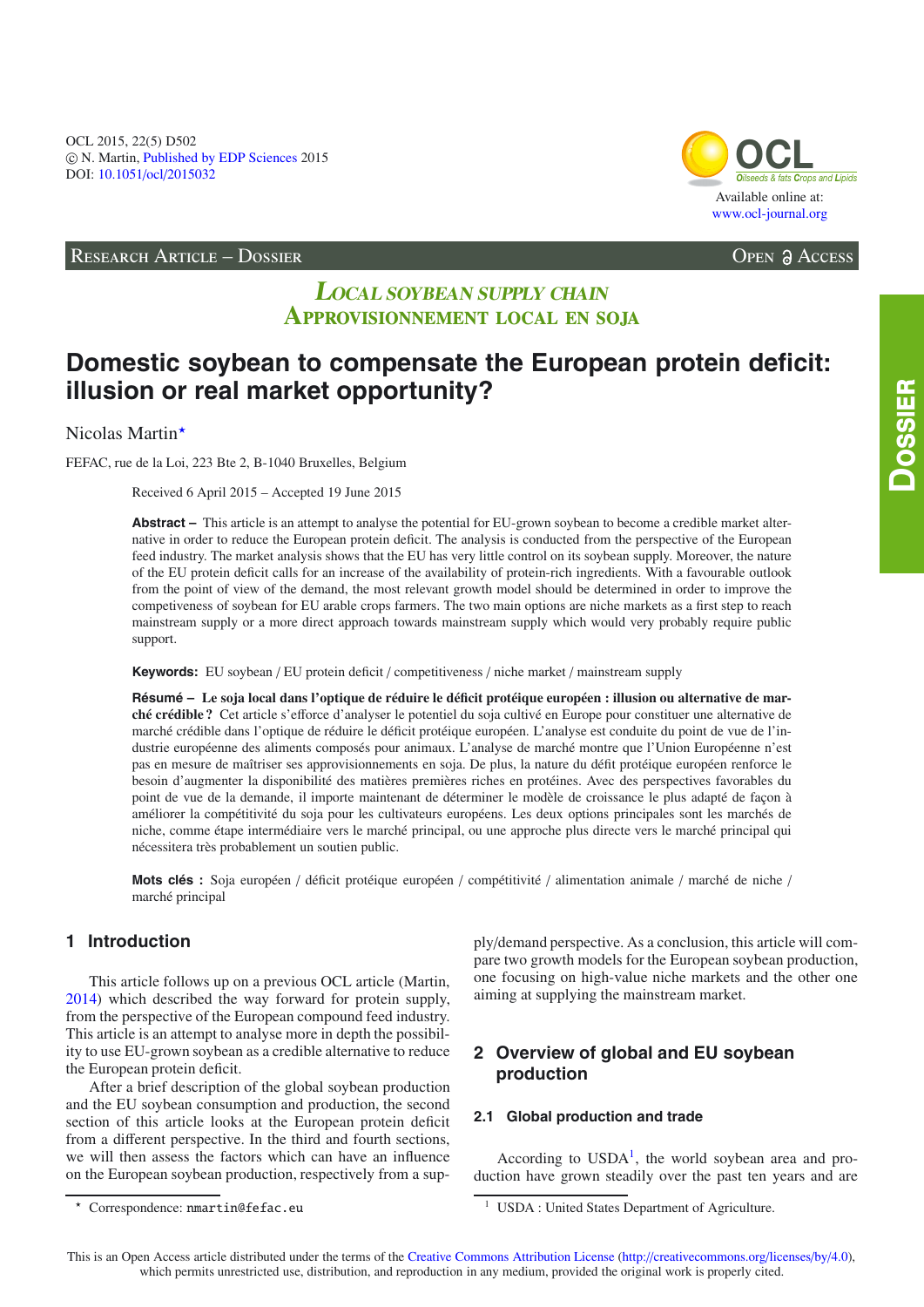Research Article – Dossier

*Local soybean supply chain*
*Approvisionnement local en soja*

# Domestic soybean to compensate the European protein deficit: illusion or real market opportunity?

Nicolas Martin[*]

FEFAC, rue de la Loi, 223 Bte 2, B-1040 Bruxelles, Belgium

Received 6 April 2015 – Accepted 19 June 2015

**Abstract –** This article is an attempt to analyse the potential for EU-grown soybean to become a credible market alternative in order to reduce the European protein deficit. The analysis is conducted from the perspective of the European feed industry. The market analysis shows that the EU has very little control on its soybean supply. Moreover, the nature of the EU protein deficit calls for an increase of the availability of protein-rich ingredients. With a favourable outlook from the point of view of the demand, the most relevant growth model should be determined in order to improve the competiveness of soybean for EU arable crops farmers. The two main options are niche markets as a first step to reach mainstream supply or a more direct approach towards mainstream supply which would very probably require public support.

**Keywords:** EU soybean / EU protein deficit / competitiveness / niche market / mainstream supply

**Résumé – Le soja local dans l'optique de réduire le déficit protéique européen : illusion ou alternative de marché crédible ?** Cet article s'efforce d'analyser le potentiel du soja cultivé en Europe pour constituer une alternative de marché crédible dans l'optique de réduire le déficit protéique européen. L'analyse est conduite du point de vue de l'industrie européenne des aliments composés pour animaux. L'analyse de marché montre que l'Union Européenne n'est pas en mesure de maîtriser ses approvisionnements en soja. De plus, la nature du défit protéique européen renforce le besoin d'augmenter la disponibilité des matières premières riches en protéines. Avec des perspectives favorables du point de vue de la demande, il importe maintenant de déterminer le modèle de croissance le plus adapté de façon à améliorer la compétitivité du soja pour les cultivateurs européens. Les deux options principales sont les marchés de niche, comme étape intermédiaire vers le marché principal, ou une approche plus directe vers le marché principal qui nécessitera très probablement un soutien public.

**Mots clés :** Soja européen / déficit protéique européen / compétitivité / alimentation animale / marché de niche / marché principal

## 1 Introduction

This article follows up on a previous OCL article (Martin, 2014) which described the way forward for protein supply, from the perspective of the European compound feed industry. This article is an attempt to analyse more in depth the possibility to use EU-grown soybean as a credible alternative to reduce the European protein deficit.

After a brief description of the global soybean production and the EU soybean consumption and production, the second section of this article looks at the European protein deficit from a different perspective. In the third and fourth sections, we will then assess the factors which can have an influence on the European soybean production, respectively from a supply/demand perspective. As a conclusion, this article will compare two growth models for the European soybean production, one focusing on high-value niche markets and the other one aiming at supplying the mainstream market.

## 2 Overview of global and EU soybean production

### 2.1 Global production and trade

According to USDA[1], the world soybean area and production have grown steadily over the past ten years and are

[*] Correspondence: nmartin@fefac.eu

[1] USDA : United States Department of Agriculture.

This is an Open Access article distributed under the terms of the Creative Commons Attribution License (http://creativecommons.org/licenses/by/4.0), which permits unrestricted use, distribution, and reproduction in any medium, provided the original work is properly cited.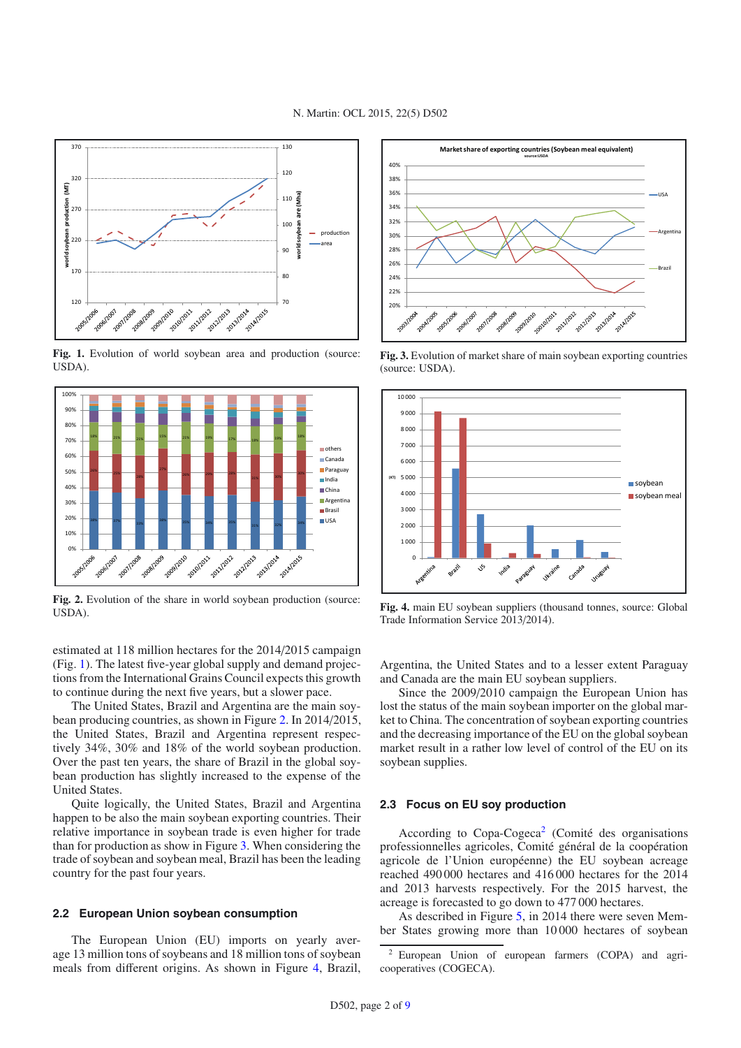Fig. 1. Evolution of world soybean area and production (source: USDA).

Fig. 2. Evolution of the share in world soybean production (source: USDA).

Fig. 3. Evolution of market share of main soybean exporting countries (source: USDA).

Fig. 4. main EU soybean suppliers (thousand tonnes, source: Global Trade Information Service 2013/2014).

estimated at 118 million hectares for the 2014/2015 campaign (Fig. 1). The latest five-year global supply and demand projections from the International Grains Council expects this growth to continue during the next five years, but a slower pace.

The United States, Brazil and Argentina are the main soybean producing countries, as shown in Figure 2. In 2014/2015, the United States, Brazil and Argentina represent respectively 34%, 30% and 18% of the world soybean production. Over the past ten years, the share of Brazil in the global soybean production has slightly increased to the expense of the United States.

Quite logically, the United States, Brazil and Argentina happen to be also the main soybean exporting countries. Their relative importance in soybean trade is even higher for trade than for production as show in Figure 3. When considering the trade of soybean and soybean meal, Brazil has been the leading country for the past four years.

## 2.2 European Union soybean consumption

The European Union (EU) imports on yearly average 13 million tons of soybeans and 18 million tons of soybean meals from different origins. As shown in Figure 4, Brazil, Argentina, the United States and to a lesser extent Paraguay and Canada are the main EU soybean suppliers.

Since the 2009/2010 campaign the European Union has lost the status of the main soybean importer on the global market to China. The concentration of soybean exporting countries and the decreasing importance of the EU on the global soybean market result in a rather low level of control of the EU on its soybean supplies.

## 2.3 Focus on EU soy production

According to Copa-Cogeca[2] (Comité des organisations professionnelles agricoles, Comité général de la coopération agricole de l'Union européenne) the EU soybean acreage reached 490 000 hectares and 416 000 hectares for the 2014 and 2013 harvests respectively. For the 2015 harvest, the acreage is forecasted to go down to 477 000 hectares.

As described in Figure 5, in 2014 there were seven Member States growing more than 10 000 hectares of soybean

[2] European Union of european farmers (COPA) and agri-cooperatives (COGECA).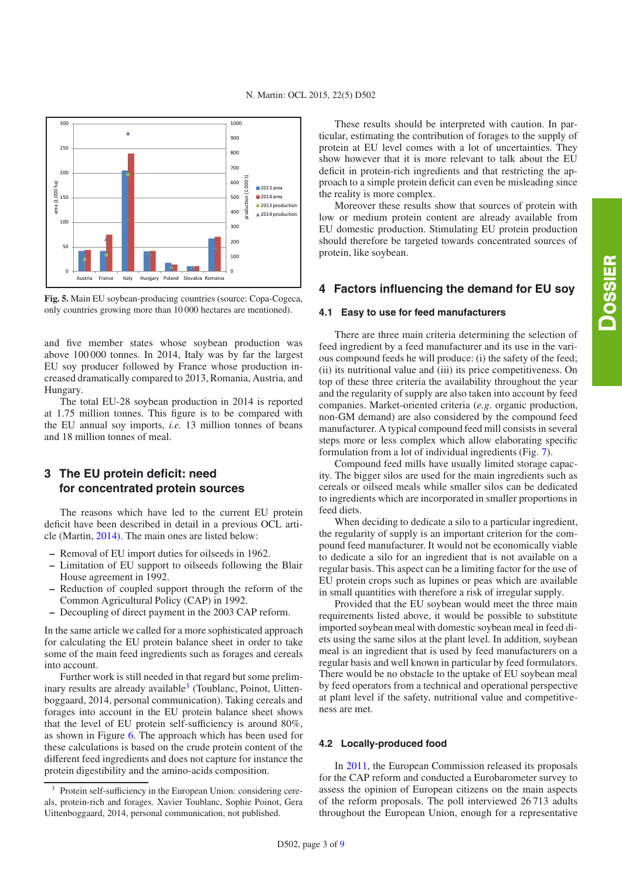Fig. 5. Main EU soybean-producing countries (source: Copa-Cogeca, only countries growing more than 10 000 hectares are mentioned).

and five member states whose soybean production was above 100 000 tonnes. In 2014, Italy was by far the largest EU soy producer followed by France whose production increased dramatically compared to 2013, Romania, Austria, and Hungary.

The total EU-28 soybean production in 2014 is reported at 1.75 million tonnes. This figure is to be compared with the EU annual soy imports, *i.e.* 13 million tonnes of beans and 18 million tonnes of meal.

## 3 The EU protein deficit: need for concentrated protein sources

The reasons which have led to the current EU protein deficit have been described in detail in a previous OCL article (Martin, 2014). The main ones are listed below:

- Removal of EU import duties for oilseeds in 1962.
- Limitation of EU support to oilseeds following the Blair House agreement in 1992.
- Reduction of coupled support through the reform of the Common Agricultural Policy (CAP) in 1992.
- Decoupling of direct payment in the 2003 CAP reform.

In the same article we called for a more sophisticated approach for calculating the EU protein balance sheet in order to take some of the main feed ingredients such as forages and cereals into account.

Further work is still needed in that regard but some preliminary results are already available[3] (Toublanc, Poinot, Uittenboggaard, 2014, personal communication). Taking cereals and forages into account in the EU protein balance sheet shows that the level of EU protein self-sufficiency is around 80%, as shown in Figure 6. The approach which has been used for these calculations is based on the crude protein content of the different feed ingredients and does not capture for instance the protein digestibility and the amino-acids composition.

These results should be interpreted with caution. In particular, estimating the contribution of forages to the supply of protein at EU level comes with a lot of uncertainties. They show however that it is more relevant to talk about the EU deficit in protein-rich ingredients and that restricting the approach to a simple protein deficit can even be misleading since the reality is more complex.

Moreover these results show that sources of protein with low or medium protein content are already available from EU domestic production. Stimulating EU protein production should therefore be targeted towards concentrated sources of protein, like soybean.

## 4 Factors influencing the demand for EU soy

### 4.1 Easy to use for feed manufacturers

There are three main criteria determining the selection of feed ingredient by a feed manufacturer and its use in the various compound feeds he will produce: (i) the safety of the feed; (ii) its nutritional value and (iii) its price competitiveness. On top of these three criteria the availability throughout the year and the regularity of supply are also taken into account by feed companies. Market-oriented criteria (*e.g.* organic production, non-GM demand) are also considered by the compound feed manufacturer. A typical compound feed mill consists in several steps more or less complex which allow elaborating specific formulation from a lot of individual ingredients (Fig. 7).

Compound feed mills have usually limited storage capacity. The bigger silos are used for the main ingredients such as cereals or oilseed meals while smaller silos can be dedicated to ingredients which are incorporated in smaller proportions in feed diets.

When deciding to dedicate a silo to a particular ingredient, the regularity of supply is an important criterion for the compound feed manufacturer. It would not be economically viable to dedicate a silo for an ingredient that is not available on a regular basis. This aspect can be a limiting factor for the use of EU protein crops such as lupines or peas which are available in small quantities with therefore a risk of irregular supply.

Provided that the EU soybean would meet the three main requirements listed above, it would be possible to substitute imported soybean meal with domestic soybean meal in feed diets using the same silos at the plant level. In addition, soybean meal is an ingredient that is used by feed manufacturers on a regular basis and well known in particular by feed formulators. There would be no obstacle to the uptake of EU soybean meal by feed operators from a technical and operational perspective at plant level if the safety, nutritional value and competitiveness are met.

### 4.2 Locally-produced food

In 2011, the European Commission released its proposals for the CAP reform and conducted a Eurobarometer survey to assess the opinion of European citizens on the main aspects of the reform proposals. The poll interviewed 26 713 adults throughout the European Union, enough for a representative

[3] Protein self-sufficiency in the European Union: considering cereals, protein-rich and forages. Xavier Toublanc, Sophie Poinot, Gera Uittenboggaard, 2014, personal communication, not published.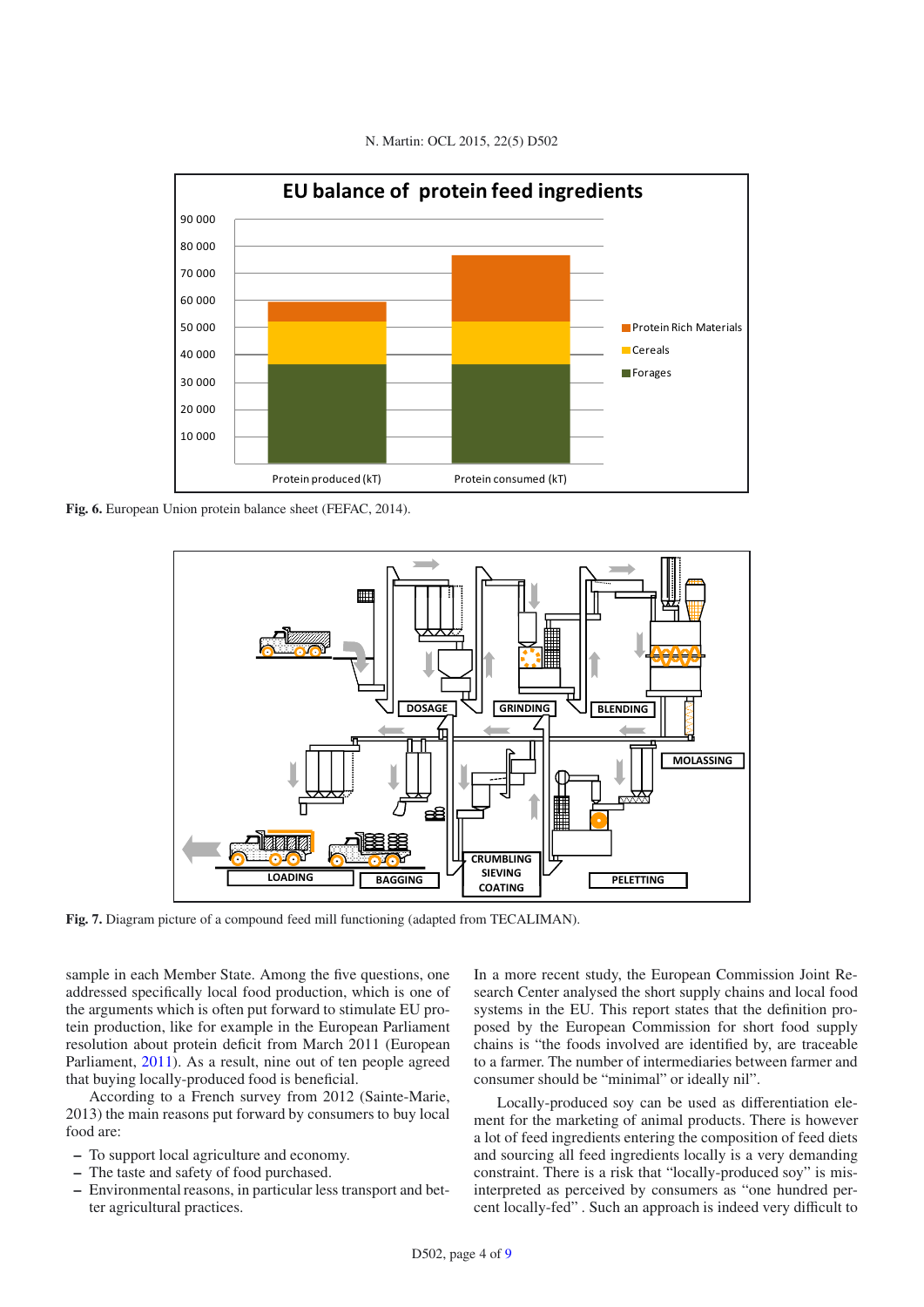Fig. 6. European Union protein balance sheet (FEFAC, 2014).

Fig. 7. Diagram picture of a compound feed mill functioning (adapted from TECALIMAN).

sample in each Member State. Among the five questions, one addressed specifically local food production, which is one of the arguments which is often put forward to stimulate EU protein production, like for example in the European Parliament resolution about protein deficit from March 2011 (European Parliament, 2011). As a result, nine out of ten people agreed that buying locally-produced food is beneficial.

According to a French survey from 2012 (Sainte-Marie, 2013) the main reasons put forward by consumers to buy local food are:

- To support local agriculture and economy.
- The taste and safety of food purchased.
- Environmental reasons, in particular less transport and better agricultural practices.

In a more recent study, the European Commission Joint Research Center analysed the short supply chains and local food systems in the EU. This report states that the definition proposed by the European Commission for short food supply chains is "the foods involved are identified by, are traceable to a farmer. The number of intermediaries between farmer and consumer should be "minimal" or ideally nil".

Locally-produced soy can be used as differentiation element for the marketing of animal products. There is however a lot of feed ingredients entering the composition of feed diets and sourcing all feed ingredients locally is a very demanding constraint. There is a risk that "locally-produced soy" is misinterpreted as perceived by consumers as "one hundred percent locally-fed" . Such an approach is indeed very difficult to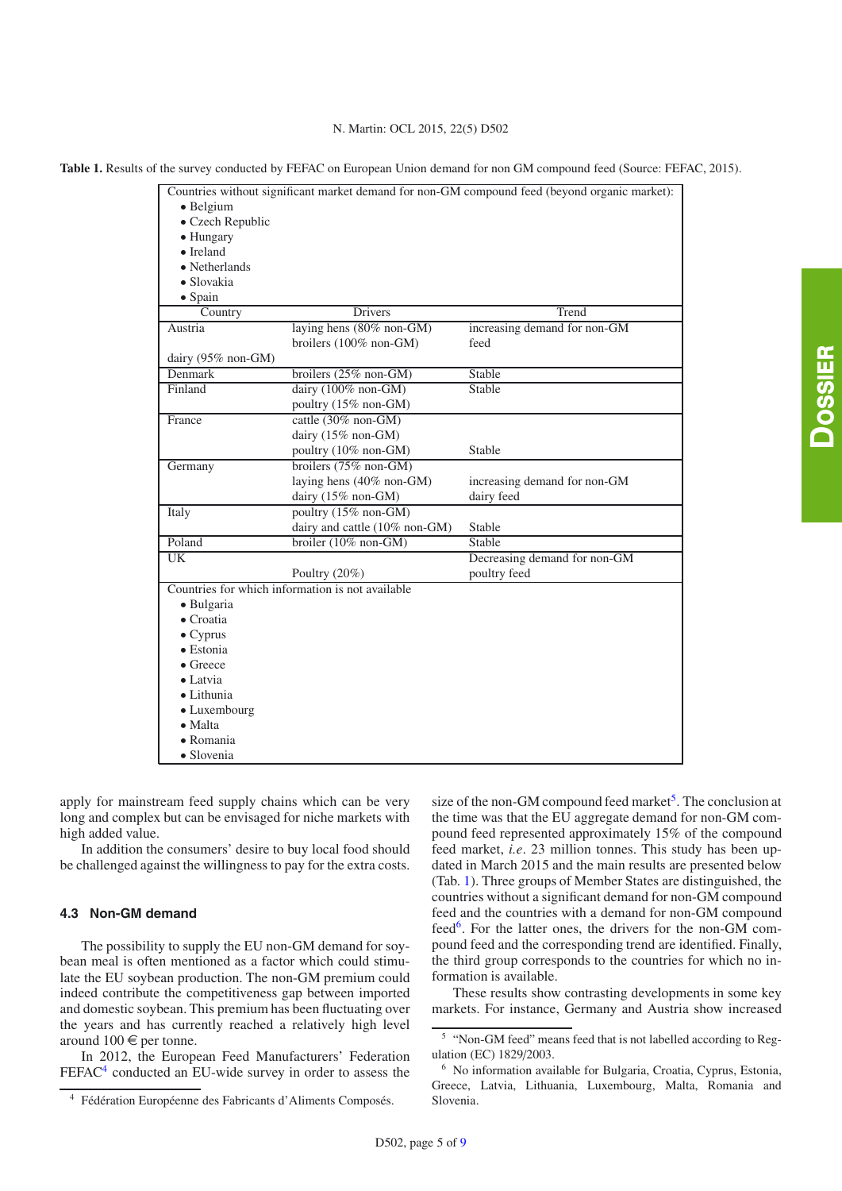Table 1. Results of the survey conducted by FEFAC on European Union demand for non GM compound feed (Source: FEFAC, 2015).

| Country | Drivers | Trend |
|---|---|---|
| **Countries without significant market demand for non-GM compound feed (beyond organic market):** • Belgium • Czech Republic • Hungary • Ireland • Netherlands • Slovakia • Spain | | |
| Austria | laying hens (80% non-GM) broilers (100% non-GM) dairy (95% non-GM) | increasing demand for non-GM feed |
| Denmark | broilers (25% non-GM) | Stable |
| Finland | dairy (100% non-GM) poultry (15% non-GM) | Stable |
| France | cattle (30% non-GM) dairy (15% non-GM) poultry (10% non-GM) | Stable |
| Germany | broilers (75% non-GM) laying hens (40% non-GM) dairy (15% non-GM) | increasing demand for non-GM dairy feed |
| Italy | poultry (15% non-GM) dairy and cattle (10% non-GM) | Stable |
| Poland | broiler (10% non-GM) | Stable |
| UK | Poultry (20%) | Decreasing demand for non-GM poultry feed |
| **Countries for which information is not available** • Bulgaria • Croatia • Cyprus • Estonia • Greece • Latvia • Lithuania • Luxembourg • Malta • Romania • Slovenia | | |

apply for mainstream feed supply chains which can be very long and complex but can be envisaged for niche markets with high added value.

In addition the consumers' desire to buy local food should be challenged against the willingness to pay for the extra costs.

### 4.3 Non-GM demand

The possibility to supply the EU non-GM demand for soybean meal is often mentioned as a factor which could stimulate the EU soybean production. The non-GM premium could indeed contribute the competitiveness gap between imported and domestic soybean. This premium has been fluctuating over the years and has currently reached a relatively high level around 100 € per tonne.

In 2012, the European Feed Manufacturers' Federation FEFAC[4] conducted an EU-wide survey in order to assess the size of the non-GM compound feed market[5]. The conclusion at the time was that the EU aggregate demand for non-GM compound feed represented approximately 15% of the compound feed market, *i.e.* 23 million tonnes. This study has been updated in March 2015 and the main results are presented below (Tab. 1). Three groups of Member States are distinguished, the countries without a significant demand for non-GM compound feed and the countries with a demand for non-GM compound feed[6]. For the latter ones, the drivers for the non-GM compound feed and the corresponding trend are identified. Finally, the third group corresponds to the countries for which no information is available.

These results show contrasting developments in some key markets. For instance, Germany and Austria show increased

[4] Fédération Européenne des Fabricants d'Aliments Composés.

[5] "Non-GM feed" means feed that is not labelled according to Regulation (EC) 1829/2003.

[6] No information available for Bulgaria, Croatia, Cyprus, Estonia, Greece, Latvia, Lithuania, Luxembourg, Malta, Romania and Slovenia.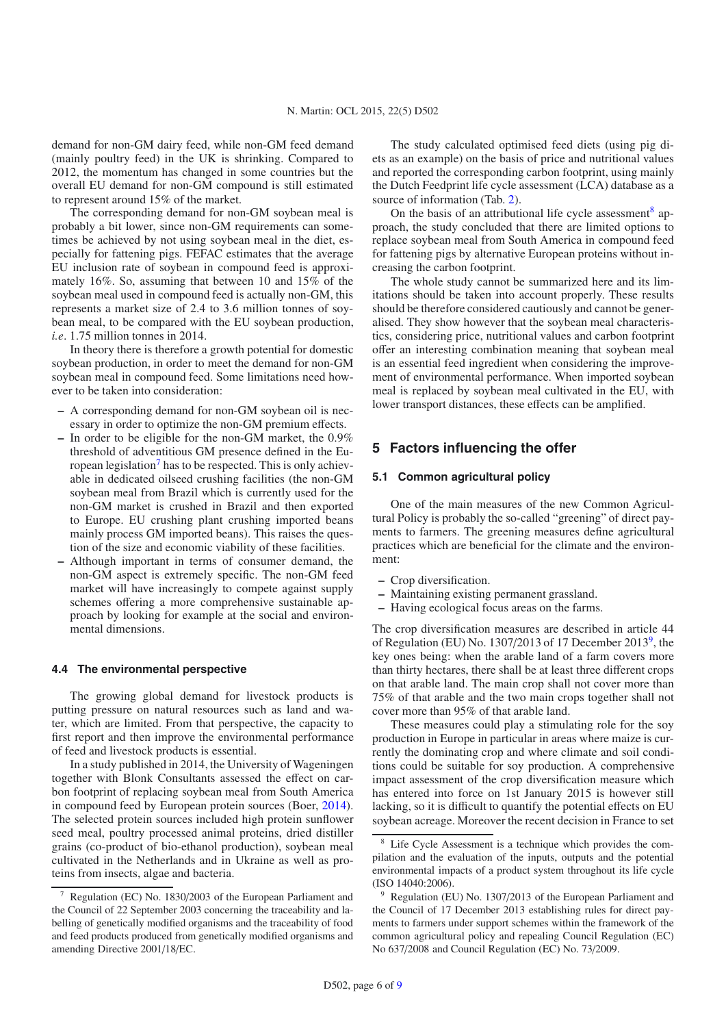demand for non-GM dairy feed, while non-GM feed demand (mainly poultry feed) in the UK is shrinking. Compared to 2012, the momentum has changed in some countries but the overall EU demand for non-GM compound is still estimated to represent around 15% of the market.

The corresponding demand for non-GM soybean meal is probably a bit lower, since non-GM requirements can sometimes be achieved by not using soybean meal in the diet, especially for fattening pigs. FEFAC estimates that the average EU inclusion rate of soybean in compound feed is approximately 16%. So, assuming that between 10 and 15% of the soybean meal used in compound feed is actually non-GM, this represents a market size of 2.4 to 3.6 million tonnes of soybean meal, to be compared with the EU soybean production, *i.e.* 1.75 million tonnes in 2014.

In theory there is therefore a growth potential for domestic soybean production, in order to meet the demand for non-GM soybean meal in compound feed. Some limitations need however to be taken into consideration:

- A corresponding demand for non-GM soybean oil is necessary in order to optimize the non-GM premium effects.
- In order to be eligible for the non-GM market, the 0.9% threshold of adventitious GM presence defined in the European legislation[7] has to be respected. This is only achievable in dedicated oilseed crushing facilities (the non-GM soybean meal from Brazil which is currently used for the non-GM market is crushed in Brazil and then exported to Europe. EU crushing plant crushing imported beans mainly process GM imported beans). This raises the question of the size and economic viability of these facilities.
- Although important in terms of consumer demand, the non-GM aspect is extremely specific. The non-GM feed market will have increasingly to compete against supply schemes offering a more comprehensive sustainable approach by looking for example at the social and environmental dimensions.

### 4.4 The environmental perspective

The growing global demand for livestock products is putting pressure on natural resources such as land and water, which are limited. From that perspective, the capacity to first report and then improve the environmental performance of feed and livestock products is essential.

In a study published in 2014, the University of Wageningen together with Blonk Consultants assessed the effect on carbon footprint of replacing soybean meal from South America in compound feed by European protein sources (Boer, 2014). The selected protein sources included high protein sunflower seed meal, poultry processed animal proteins, dried distiller grains (co-product of bio-ethanol production), soybean meal cultivated in the Netherlands and in Ukraine as well as proteins from insects, algae and bacteria.

The study calculated optimised feed diets (using pig diets as an example) on the basis of price and nutritional values and reported the corresponding carbon footprint, using mainly the Dutch Feedprint life cycle assessment (LCA) database as a source of information (Tab. 2).

On the basis of an attributional life cycle assessment[8] approach, the study concluded that there are limited options to replace soybean meal from South America in compound feed for fattening pigs by alternative European proteins without increasing the carbon footprint.

The whole study cannot be summarized here and its limitations should be taken into account properly. These results should be therefore considered cautiously and cannot be generalised. They show however that the soybean meal characteristics, considering price, nutritional values and carbon footprint offer an interesting combination meaning that soybean meal is an essential feed ingredient when considering the improvement of environmental performance. When imported soybean meal is replaced by soybean meal cultivated in the EU, with lower transport distances, these effects can be amplified.

## 5 Factors influencing the offer

### 5.1 Common agricultural policy

One of the main measures of the new Common Agricultural Policy is probably the so-called "greening" of direct payments to farmers. The greening measures define agricultural practices which are beneficial for the climate and the environment:

- Crop diversification.
- Maintaining existing permanent grassland.
- Having ecological focus areas on the farms.

The crop diversification measures are described in article 44 of Regulation (EU) No. 1307/2013 of 17 December 2013[9], the key ones being: when the arable land of a farm covers more than thirty hectares, there shall be at least three different crops on that arable land. The main crop shall not cover more than 75% of that arable and the two main crops together shall not cover more than 95% of that arable land.

These measures could play a stimulating role for the soy production in Europe in particular in areas where maize is currently the dominating crop and where climate and soil conditions could be suitable for soy production. A comprehensive impact assessment of the crop diversification measure which has entered into force on 1st January 2015 is however still lacking, so it is difficult to quantify the potential effects on EU soybean acreage. Moreover the recent decision in France to set

---

[7] Regulation (EC) No. 1830/2003 of the European Parliament and the Council of 22 September 2003 concerning the traceability and labelling of genetically modified organisms and the traceability of food and feed products produced from genetically modified organisms and amending Directive 2001/18/EC.

[8] Life Cycle Assessment is a technique which provides the compilation and the evaluation of the inputs, outputs and the potential environmental impacts of a product system throughout its life cycle (ISO 14040:2006).

[9] Regulation (EU) No. 1307/2013 of the European Parliament and the Council of 17 December 2013 establishing rules for direct payments to farmers under support schemes within the framework of the common agricultural policy and repealing Council Regulation (EC) No 637/2008 and Council Regulation (EC) No. 73/2009.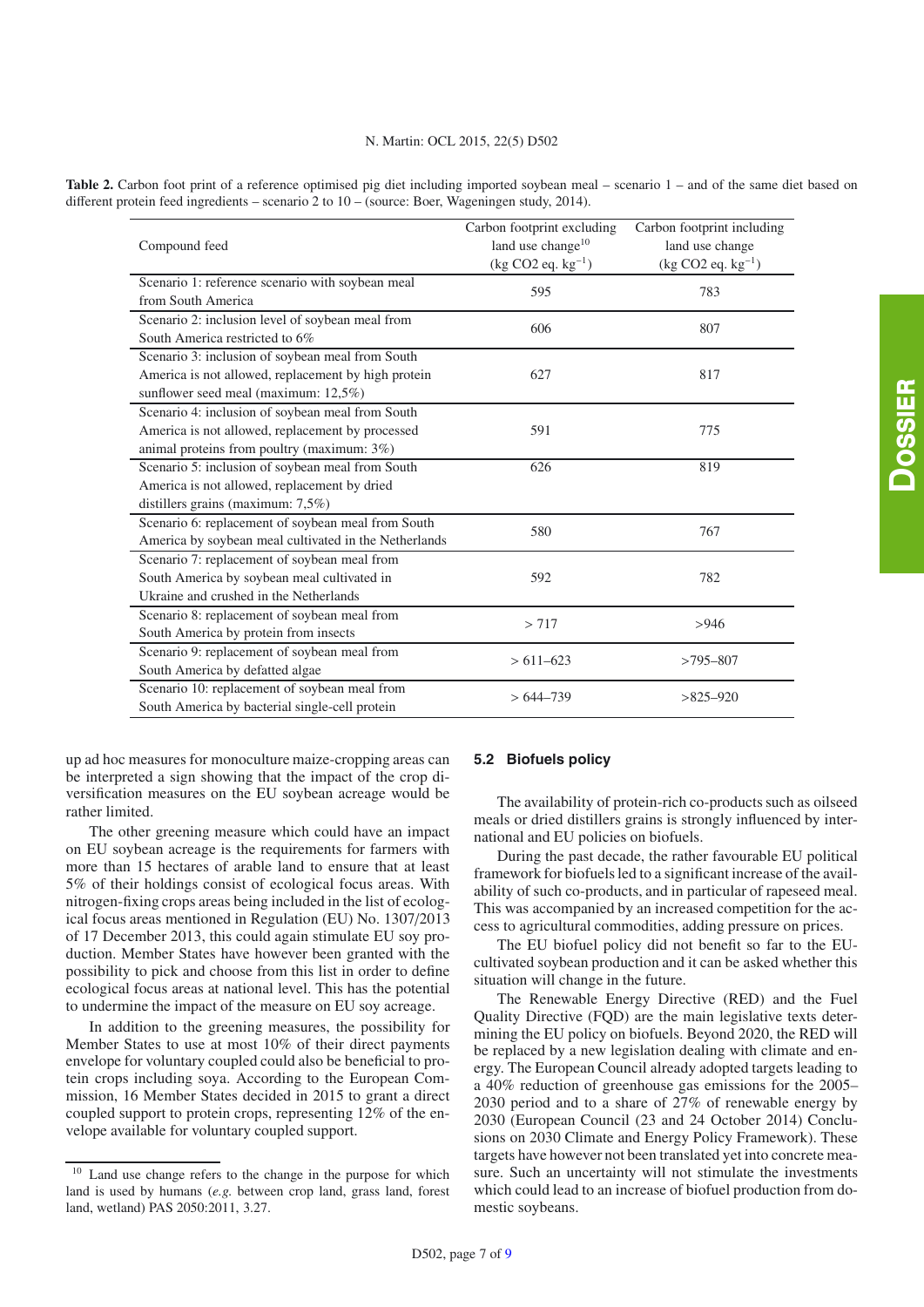**Table 2.** Carbon foot print of a reference optimised pig diet including imported soybean meal – scenario 1 – and of the same diet based on different protein feed ingredients – scenario 2 to 10 – (source: Boer, Wageningen study, 2014).

| Compound feed | Carbon footprint excluding land use change[10] (kg $CO_2$ eq. $kg^{-1}$) | Carbon footprint including land use change (kg $CO_2$ eq. $kg^{-1}$) |
|---|---|---|
| Scenario 1: reference scenario with soybean meal from South America | 595 | 783 |
| Scenario 2: inclusion level of soybean meal from South America restricted to 6% | 606 | 807 |
| Scenario 3: inclusion of soybean meal from South America is not allowed, replacement by high protein sunflower seed meal (maximum: 12,5%) | 627 | 817 |
| Scenario 4: inclusion of soybean meal from South America is not allowed, replacement by processed animal proteins from poultry (maximum: 3%) | 591 | 775 |
| Scenario 5: inclusion of soybean meal from South America is not allowed, replacement by dried distillers grains (maximum: 7,5%) | 626 | 819 |
| Scenario 6: replacement of soybean meal from South America by soybean meal cultivated in the Netherlands | 580 | 767 |
| Scenario 7: replacement of soybean meal from South America by soybean meal cultivated in Ukraine and crushed in the Netherlands | 592 | 782 |
| Scenario 8: replacement of soybean meal from South America by protein from insects | > 717 | >946 |
| Scenario 9: replacement of soybean meal from South America by defatted algae | > 611–623 | >795–807 |
| Scenario 10: replacement of soybean meal from South America by bacterial single-cell protein | > 644–739 | >825–920 |

up ad hoc measures for monoculture maize-cropping areas can be interpreted a sign showing that the impact of the crop diversification measures on the EU soybean acreage would be rather limited.

The other greening measure which could have an impact on EU soybean acreage is the requirements for farmers with more than 15 hectares of arable land to ensure that at least 5% of their holdings consist of ecological focus areas. With nitrogen-fixing crops areas being included in the list of ecological focus areas mentioned in Regulation (EU) No. 1307/2013 of 17 December 2013, this could again stimulate EU soy production. Member States have however been granted with the possibility to pick and choose from this list in order to define ecological focus areas at national level. This has the potential to undermine the impact of the measure on EU soy acreage.

In addition to the greening measures, the possibility for Member States to use at most 10% of their direct payments envelope for voluntary coupled could also be beneficial to protein crops including soya. According to the European Commission, 16 Member States decided in 2015 to grant a direct coupled support to protein crops, representing 12% of the envelope available for voluntary coupled support.

[10] Land use change refers to the change in the purpose for which land is used by humans (*e.g.* between crop land, grass land, forest land, wetland) PAS 2050:2011, 3.27.

### 5.2 Biofuels policy

The availability of protein-rich co-products such as oilseed meals or dried distillers grains is strongly influenced by international and EU policies on biofuels.

During the past decade, the rather favourable EU political framework for biofuels led to a significant increase of the availability of such co-products, and in particular of rapeseed meal. This was accompanied by an increased competition for the access to agricultural commodities, adding pressure on prices.

The EU biofuel policy did not benefit so far to the EU-cultivated soybean production and it can be asked whether this situation will change in the future.

The Renewable Energy Directive (RED) and the Fuel Quality Directive (FQD) are the main legislative texts determining the EU policy on biofuels. Beyond 2020, the RED will be replaced by a new legislation dealing with climate and energy. The European Council already adopted targets leading to a 40% reduction of greenhouse gas emissions for the 2005–2030 period and to a share of 27% of renewable energy by 2030 (European Council (23 and 24 October 2014) Conclusions on 2030 Climate and Energy Policy Framework). These targets have however not been translated yet into concrete measure. Such an uncertainty will not stimulate the investments which could lead to an increase of biofuel production from domestic soybeans.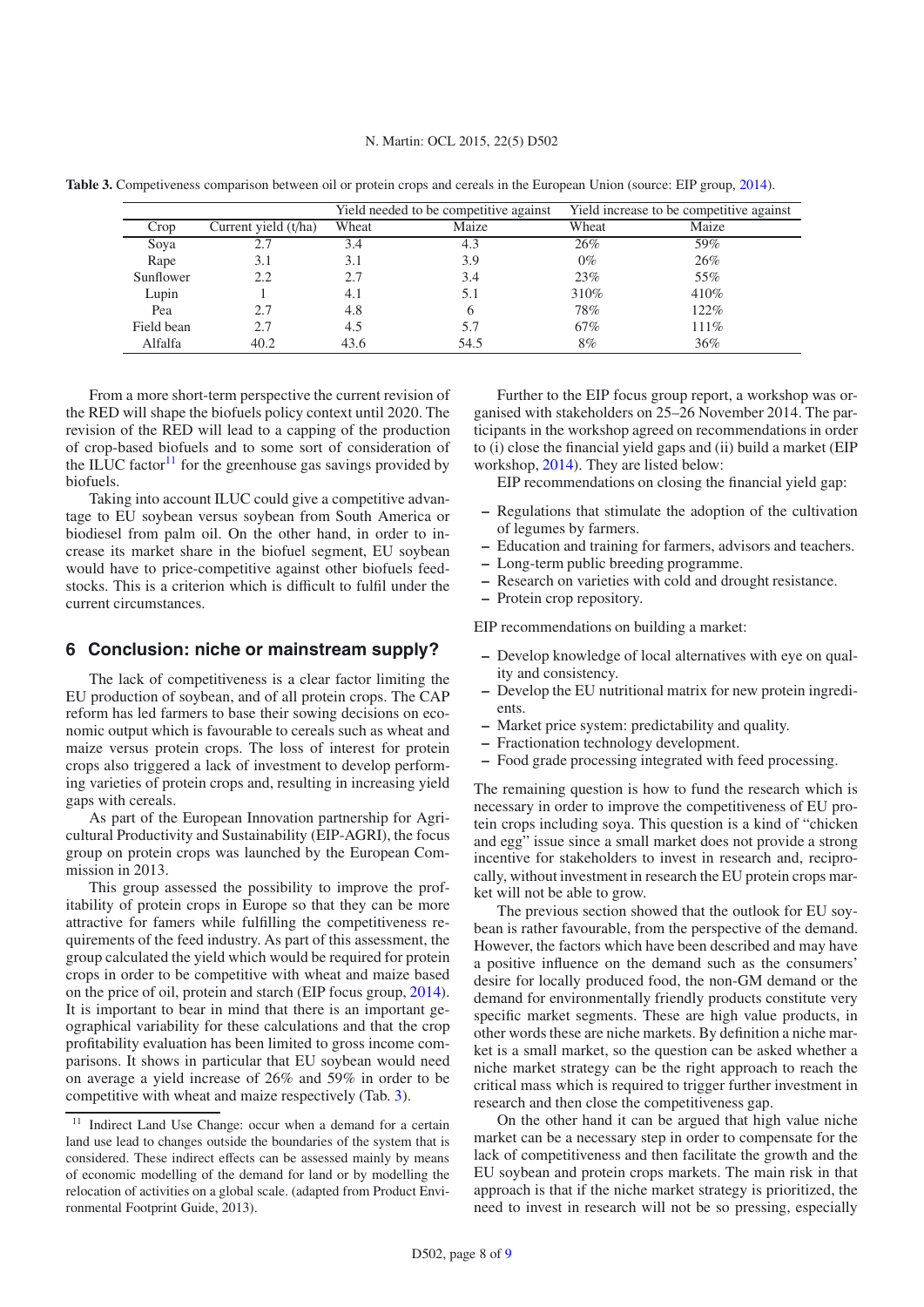**Table 3.** Competiveness comparison between oil or protein crops and cereals in the European Union (source: EIP group, 2014).

| Crop | Current yield (t/ha) | Yield needed to be competitive against | | Yield increase to be competitive against | |
|---|---|---|---|---|---|
| | | Wheat | Maize | Wheat | Maize |
| Soya | 2.7 | 3.4 | 4.3 | 26% | 59% |
| Rape | 3.1 | 3.1 | 3.9 | 0% | 26% |
| Sunflower | 2.2 | 2.7 | 3.4 | 23% | 55% |
| Lupin | 1 | 4.1 | 5.1 | 310% | 410% |
| Pea | 2.7 | 4.8 | 6 | 78% | 122% |
| Field bean | 2.7 | 4.5 | 5.7 | 67% | 111% |
| Alfalfa | 40.2 | 43.6 | 54.5 | 8% | 36% |

From a more short-term perspective the current revision of the RED will shape the biofuels policy context until 2020. The revision of the RED will lead to a capping of the production of crop-based biofuels and to some sort of consideration of the ILUC factor[11] for the greenhouse gas savings provided by biofuels.

Taking into account ILUC could give a competitive advantage to EU soybean versus soybean from South America or biodiesel from palm oil. On the other hand, in order to increase its market share in the biofuel segment, EU soybean would have to price-competitive against other biofuels feedstocks. This is a criterion which is difficult to fulfil under the current circumstances.

## 6 Conclusion: niche or mainstream supply?

The lack of competitiveness is a clear factor limiting the EU production of soybean, and of all protein crops. The CAP reform has led farmers to base their sowing decisions on economic output which is favourable to cereals such as wheat and maize versus protein crops. The loss of interest for protein crops also triggered a lack of investment to develop performing varieties of protein crops and, resulting in increasing yield gaps with cereals.

As part of the European Innovation partnership for Agricultural Productivity and Sustainability (EIP-AGRI), the focus group on protein crops was launched by the European Commission in 2013.

This group assessed the possibility to improve the profitability of protein crops in Europe so that they can be more attractive for famers while fulfilling the competitiveness requirements of the feed industry. As part of this assessment, the group calculated the yield which would be required for protein crops in order to be competitive with wheat and maize based on the price of oil, protein and starch (EIP focus group, 2014). It is important to bear in mind that there is an important geographical variability for these calculations and that the crop profitability evaluation has been limited to gross income comparisons. It shows in particular that EU soybean would need on average a yield increase of 26% and 59% in order to be competitive with wheat and maize respectively (Tab. 3).

Further to the EIP focus group report, a workshop was organised with stakeholders on 25–26 November 2014. The participants in the workshop agreed on recommendations in order to (i) close the financial yield gaps and (ii) build a market (EIP workshop, 2014). They are listed below:

EIP recommendations on closing the financial yield gap:

- Regulations that stimulate the adoption of the cultivation of legumes by farmers.
- Education and training for farmers, advisors and teachers.
- Long-term public breeding programme.
- Research on varieties with cold and drought resistance.
- Protein crop repository.

EIP recommendations on building a market:

- Develop knowledge of local alternatives with eye on quality and consistency.
- Develop the EU nutritional matrix for new protein ingredients.
- Market price system: predictability and quality.
- Fractionation technology development.
- Food grade processing integrated with feed processing.

The remaining question is how to fund the research which is necessary in order to improve the competitiveness of EU protein crops including soya. This question is a kind of "chicken and egg" issue since a small market does not provide a strong incentive for stakeholders to invest in research and, reciprocally, without investment in research the EU protein crops market will not be able to grow.

The previous section showed that the outlook for EU soybean is rather favourable, from the perspective of the demand. However, the factors which have been described and may have a positive influence on the demand such as the consumers' desire for locally produced food, the non-GM demand or the demand for environmentally friendly products constitute very specific market segments. These are high value products, in other words these are niche markets. By definition a niche market is a small market, so the question can be asked whether a niche market strategy can be the right approach to reach the critical mass which is required to trigger further investment in research and then close the competitiveness gap.

On the other hand it can be argued that high value niche market can be a necessary step in order to compensate for the lack of competitiveness and then facilitate the growth and the EU soybean and protein crops markets. The main risk in that approach is that if the niche market strategy is prioritized, the need to invest in research will not be so pressing, especially

[11] Indirect Land Use Change: occur when a demand for a certain land use lead to changes outside the boundaries of the system that is considered. These indirect effects can be assessed mainly by means of economic modelling of the demand for land or by modelling the relocation of activities on a global scale. (adapted from Product Environmental Footprint Guide, 2013).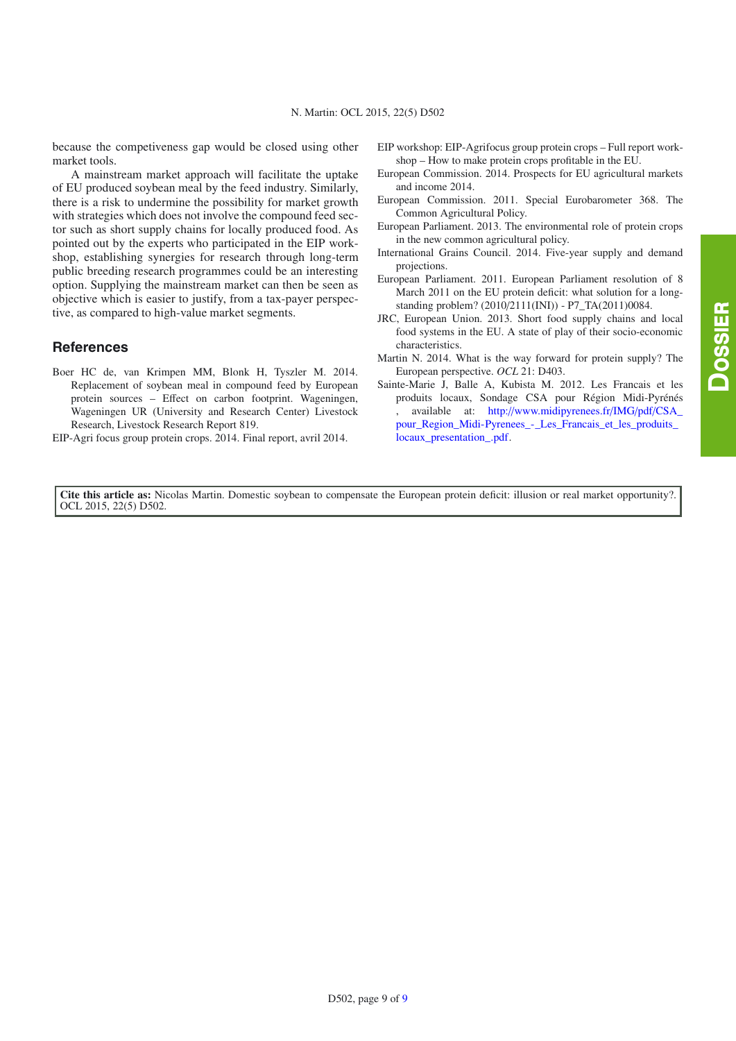because the competiveness gap would be closed using other market tools.

A mainstream market approach will facilitate the uptake of EU produced soybean meal by the feed industry. Similarly, there is a risk to undermine the possibility for market growth with strategies which does not involve the compound feed sector such as short supply chains for locally produced food. As pointed out by the experts who participated in the EIP workshop, establishing synergies for research through long-term public breeding research programmes could be an interesting option. Supplying the mainstream market can then be seen as objective which is easier to justify, from a tax-payer perspective, as compared to high-value market segments.

## References

Boer HC de, van Krimpen MM, Blonk H, Tyszler M. 2014. Replacement of soybean meal in compound feed by European protein sources – Effect on carbon footprint. Wageningen, Wageningen UR (University and Research Center) Livestock Research, Livestock Research Report 819.

EIP-Agri focus group protein crops. 2014. Final report, avril 2014.

EIP workshop: EIP-Agrifocus group protein crops – Full report workshop – How to make protein crops profitable in the EU.

European Commission. 2014. Prospects for EU agricultural markets and income 2014.

European Commission. 2011. Special Eurobarometer 368. The Common Agricultural Policy.

European Parliament. 2013. The environmental role of protein crops in the new common agricultural policy.

International Grains Council. 2014. Five-year supply and demand projections.

European Parliament. 2011. European Parliament resolution of 8 March 2011 on the EU protein deficit: what solution for a long-standing problem? (2010/2111(INI)) - P7_TA(2011)0084.

JRC, European Union. 2013. Short food supply chains and local food systems in the EU. A state of play of their socio-economic characteristics.

Martin N. 2014. What is the way forward for protein supply? The European perspective. *OCL* 21: D403.

Sainte-Marie J, Balle A, Kubista M. 2012. Les Francais et les produits locaux, Sondage CSA pour Région Midi-Pyrénés , available at: http://www.midipyrenees.fr/IMG/pdf/CSA_pour_Region_Midi-Pyrenees_-_Les_Francais_et_les_produits_locaux_presentation_.pdf.

**Cite this article as:** Nicolas Martin. Domestic soybean to compensate the European protein deficit: illusion or real market opportunity?. OCL 2015, 22(5) D502.